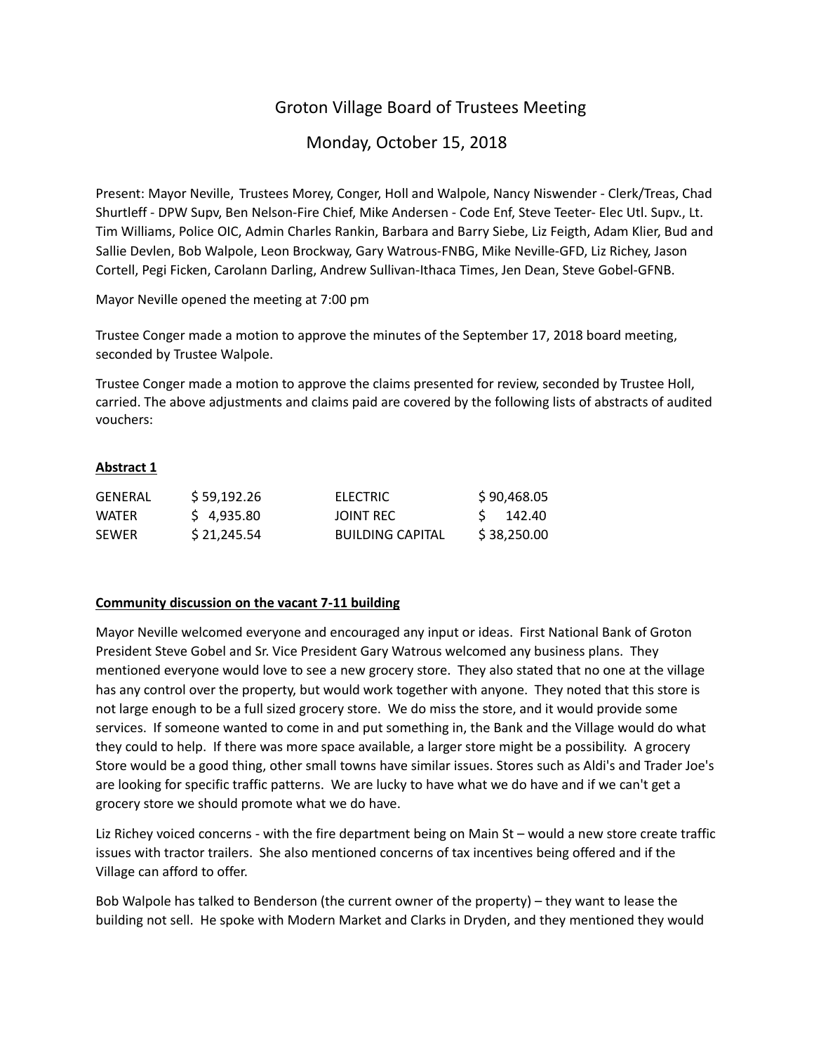# Groton Village Board of Trustees Meeting

## Monday, October 15, 2018

Present: Mayor Neville, Trustees Morey, Conger, Holl and Walpole, Nancy Niswender - Clerk/Treas, Chad Shurtleff - DPW Supv, Ben Nelson-Fire Chief, Mike Andersen - Code Enf, Steve Teeter- Elec Utl. Supv., Lt. Tim Williams, Police OIC, Admin Charles Rankin, Barbara and Barry Siebe, Liz Feigth, Adam Klier, Bud and Sallie Devlen, Bob Walpole, Leon Brockway, Gary Watrous-FNBG, Mike Neville-GFD, Liz Richey, Jason Cortell, Pegi Ficken, Carolann Darling, Andrew Sullivan-Ithaca Times, Jen Dean, Steve Gobel-GFNB.

Mayor Neville opened the meeting at 7:00 pm

Trustee Conger made a motion to approve the minutes of the September 17, 2018 board meeting, seconded by Trustee Walpole.

Trustee Conger made a motion to approve the claims presented for review, seconded by Trustee Holl, carried. The above adjustments and claims paid are covered by the following lists of abstracts of audited vouchers:

**Abstract 1**

| | | | |
|---|---|---|---|
| GENERAL | $ 59,192.26 | ELECTRIC | $ 90,468.05 |
| WATER | $ 4,935.80 | JOINT REC | $ 142.40 |
| SEWER | $ 21,245.54 | BUILDING CAPITAL | $ 38,250.00 |

**Community discussion on the vacant 7-11 building**

Mayor Neville welcomed everyone and encouraged any input or ideas. First National Bank of Groton President Steve Gobel and Sr. Vice President Gary Watrous welcomed any business plans. They mentioned everyone would love to see a new grocery store. They also stated that no one at the village has any control over the property, but would work together with anyone. They noted that this store is not large enough to be a full sized grocery store. We do miss the store, and it would provide some services. If someone wanted to come in and put something in, the Bank and the Village would do what they could to help. If there was more space available, a larger store might be a possibility. A grocery Store would be a good thing, other small towns have similar issues. Stores such as Aldi's and Trader Joe's are looking for specific traffic patterns. We are lucky to have what we do have and if we can't get a grocery store we should promote what we do have.

Liz Richey voiced concerns - with the fire department being on Main St – would a new store create traffic issues with tractor trailers. She also mentioned concerns of tax incentives being offered and if the Village can afford to offer.

Bob Walpole has talked to Benderson (the current owner of the property) – they want to lease the building not sell. He spoke with Modern Market and Clarks in Dryden, and they mentioned they would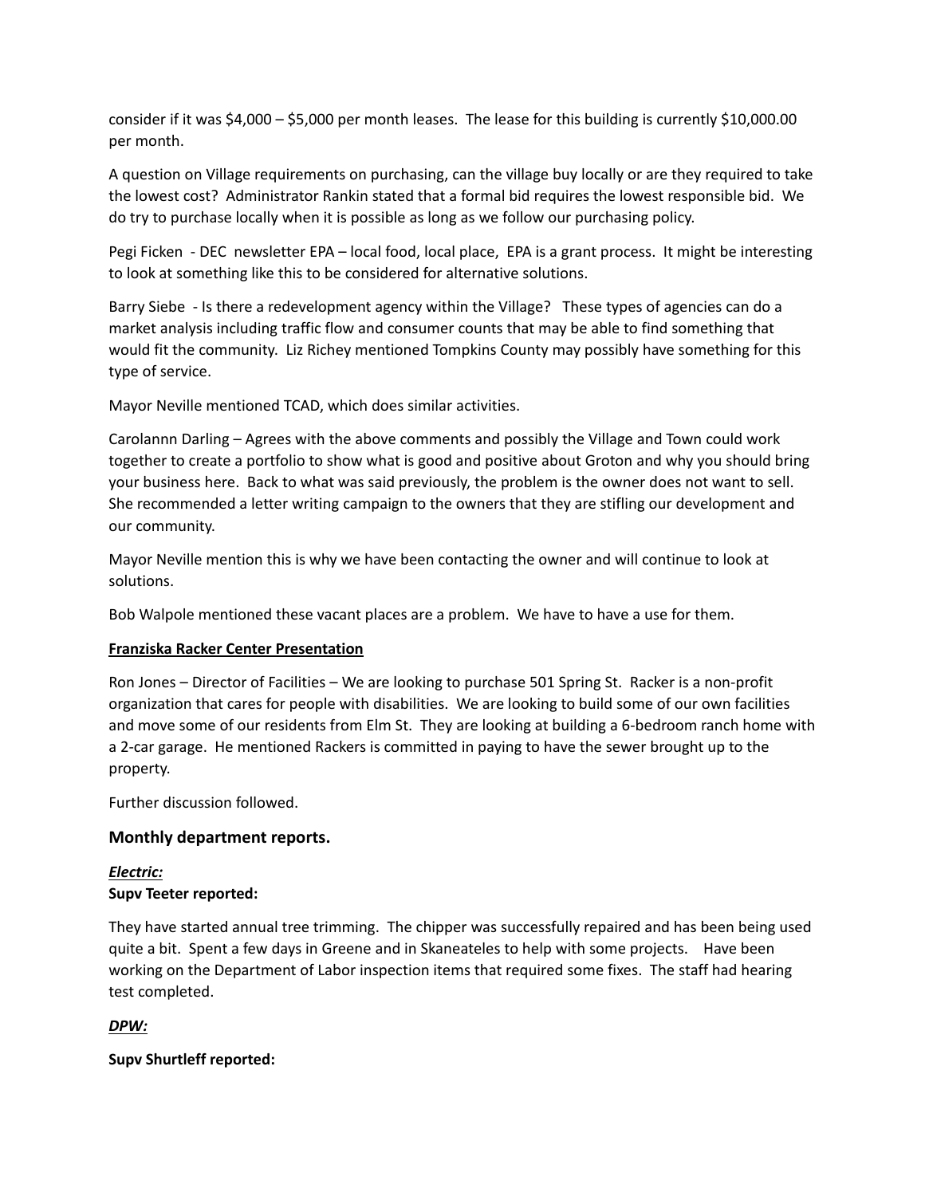consider if it was $4,000 – $5,000 per month leases. The lease for this building is currently $10,000.00 per month.

A question on Village requirements on purchasing, can the village buy locally or are they required to take the lowest cost? Administrator Rankin stated that a formal bid requires the lowest responsible bid. We do try to purchase locally when it is possible as long as we follow our purchasing policy.

Pegi Ficken - DEC newsletter EPA – local food, local place, EPA is a grant process. It might be interesting to look at something like this to be considered for alternative solutions.

Barry Siebe - Is there a redevelopment agency within the Village? These types of agencies can do a market analysis including traffic flow and consumer counts that may be able to find something that would fit the community. Liz Richey mentioned Tompkins County may possibly have something for this type of service.

Mayor Neville mentioned TCAD, which does similar activities.

Carolannn Darling – Agrees with the above comments and possibly the Village and Town could work together to create a portfolio to show what is good and positive about Groton and why you should bring your business here. Back to what was said previously, the problem is the owner does not want to sell. She recommended a letter writing campaign to the owners that they are stifling our development and our community.

Mayor Neville mention this is why we have been contacting the owner and will continue to look at solutions.

Bob Walpole mentioned these vacant places are a problem. We have to have a use for them.

**<u>Franziska Racker Center Presentation</u>**

Ron Jones – Director of Facilities – We are looking to purchase 501 Spring St. Racker is a non-profit organization that cares for people with disabilities. We are looking to build some of our own facilities and move some of our residents from Elm St. They are looking at building a 6-bedroom ranch home with a 2-car garage. He mentioned Rackers is committed in paying to have the sewer brought up to the property.

Further discussion followed.

### Monthly department reports.

***<u>Electric:</u>***

**Supv Teeter reported:**

They have started annual tree trimming. The chipper was successfully repaired and has been being used quite a bit. Spent a few days in Greene and in Skaneateles to help with some projects. Have been working on the Department of Labor inspection items that required some fixes. The staff had hearing test completed.

***<u>DPW:</u>***

**Supv Shurtleff reported:**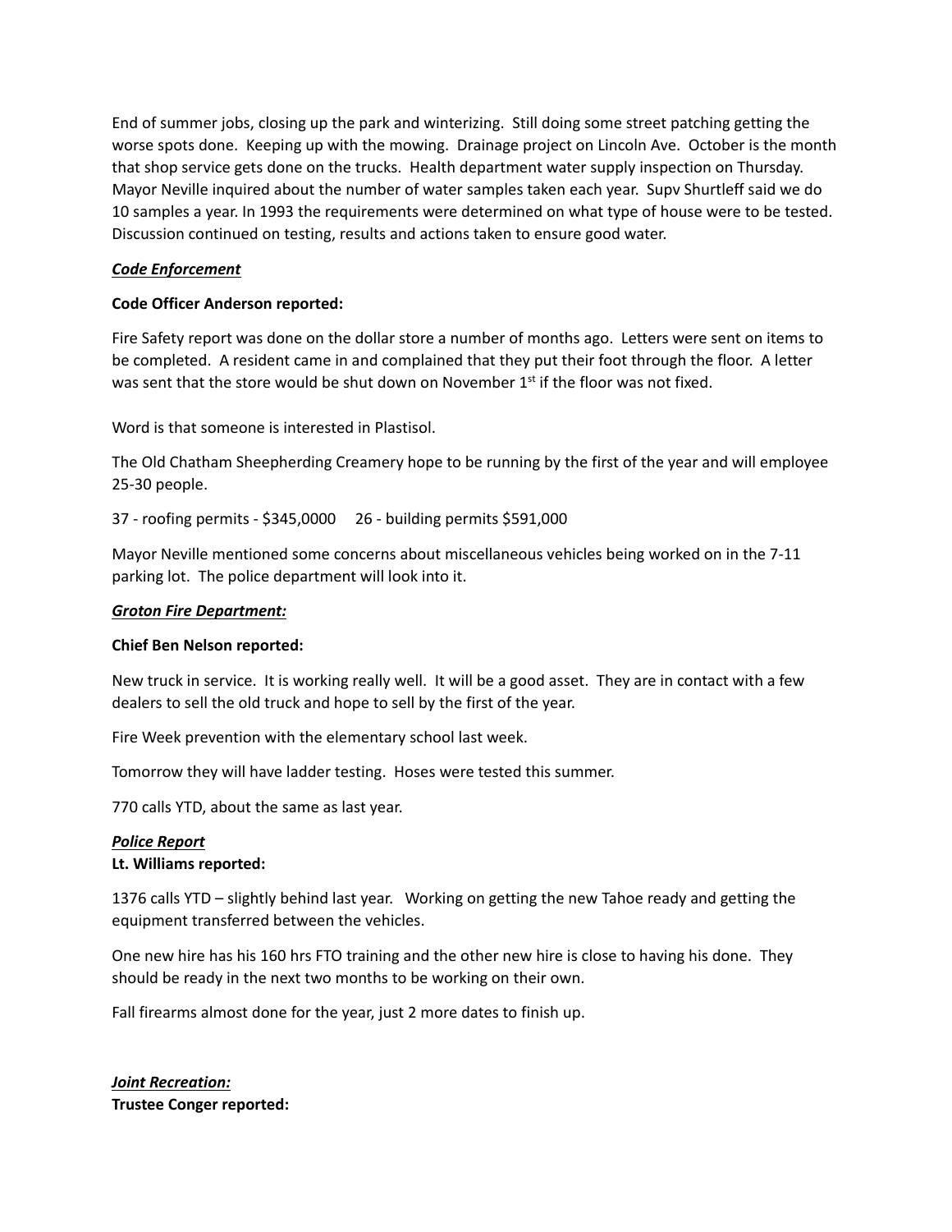End of summer jobs, closing up the park and winterizing. Still doing some street patching getting the worse spots done. Keeping up with the mowing. Drainage project on Lincoln Ave. October is the month that shop service gets done on the trucks. Health department water supply inspection on Thursday. Mayor Neville inquired about the number of water samples taken each year. Supv Shurtleff said we do 10 samples a year. In 1993 the requirements were determined on what type of house were to be tested. Discussion continued on testing, results and actions taken to ensure good water.

***Code Enforcement***

**Code Officer Anderson reported:**

Fire Safety report was done on the dollar store a number of months ago. Letters were sent on items to be completed. A resident came in and complained that they put their foot through the floor. A letter was sent that the store would be shut down on November 1st if the floor was not fixed.

Word is that someone is interested in Plastisol.

The Old Chatham Sheepherding Creamery hope to be running by the first of the year and will employee 25-30 people.

37 - roofing permits - $345,0000     26 - building permits $591,000

Mayor Neville mentioned some concerns about miscellaneous vehicles being worked on in the 7-11 parking lot. The police department will look into it.

***Groton Fire Department:***

**Chief Ben Nelson reported:**

New truck in service. It is working really well. It will be a good asset. They are in contact with a few dealers to sell the old truck and hope to sell by the first of the year.

Fire Week prevention with the elementary school last week.

Tomorrow they will have ladder testing. Hoses were tested this summer.

770 calls YTD, about the same as last year.

***Police Report***

**Lt. Williams reported:**

1376 calls YTD – slightly behind last year. Working on getting the new Tahoe ready and getting the equipment transferred between the vehicles.

One new hire has his 160 hrs FTO training and the other new hire is close to having his done. They should be ready in the next two months to be working on their own.

Fall firearms almost done for the year, just 2 more dates to finish up.

***Joint Recreation:***

**Trustee Conger reported:**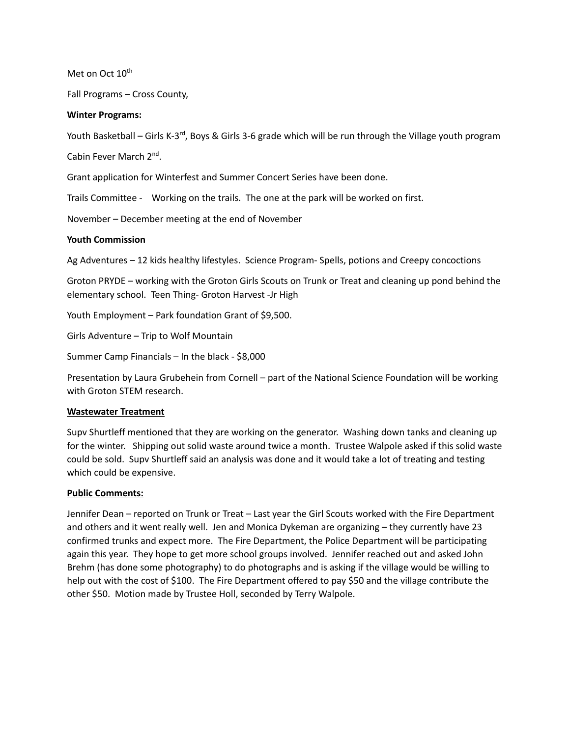Met on Oct 10th

Fall Programs – Cross County,

**Winter Programs:**

Youth Basketball – Girls K-3rd, Boys & Girls 3-6 grade which will be run through the Village youth program

Cabin Fever March 2nd.

Grant application for Winterfest and Summer Concert Series have been done.

Trails Committee - Working on the trails. The one at the park will be worked on first.

November – December meeting at the end of November

**Youth Commission**

Ag Adventures – 12 kids healthy lifestyles. Science Program- Spells, potions and Creepy concoctions

Groton PRYDE – working with the Groton Girls Scouts on Trunk or Treat and cleaning up pond behind the elementary school. Teen Thing- Groton Harvest -Jr High

Youth Employment – Park foundation Grant of $9,500.

Girls Adventure – Trip to Wolf Mountain

Summer Camp Financials – In the black - $8,000

Presentation by Laura Grubehein from Cornell – part of the National Science Foundation will be working with Groton STEM research.

**Wastewater Treatment**

Supv Shurtleff mentioned that they are working on the generator. Washing down tanks and cleaning up for the winter. Shipping out solid waste around twice a month. Trustee Walpole asked if this solid waste could be sold. Supv Shurtleff said an analysis was done and it would take a lot of treating and testing which could be expensive.

**Public Comments:**

Jennifer Dean – reported on Trunk or Treat – Last year the Girl Scouts worked with the Fire Department and others and it went really well. Jen and Monica Dykeman are organizing – they currently have 23 confirmed trunks and expect more. The Fire Department, the Police Department will be participating again this year. They hope to get more school groups involved. Jennifer reached out and asked John Brehm (has done some photography) to do photographs and is asking if the village would be willing to help out with the cost of $100. The Fire Department offered to pay $50 and the village contribute the other $50. Motion made by Trustee Holl, seconded by Terry Walpole.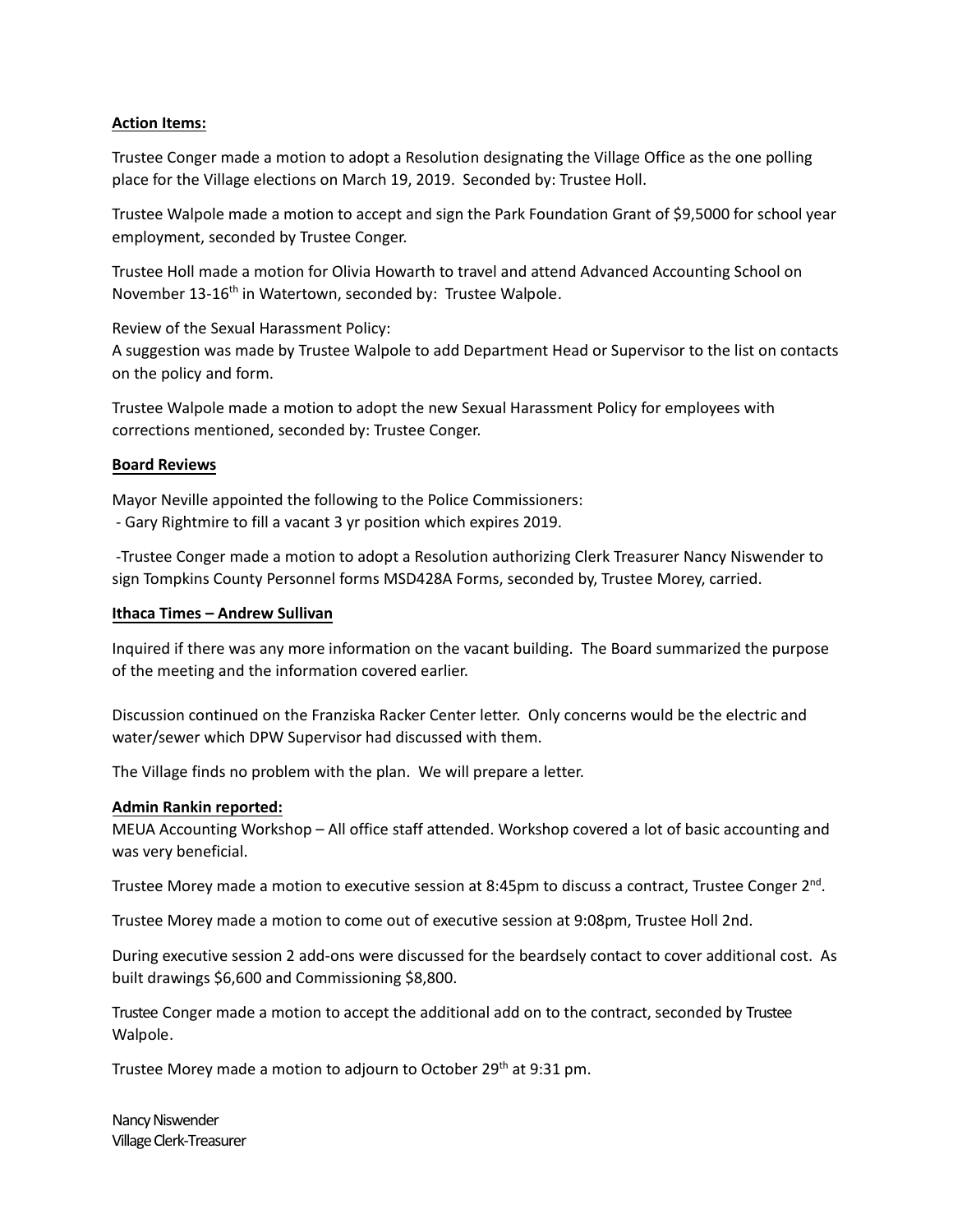**Action Items:**

Trustee Conger made a motion to adopt a Resolution designating the Village Office as the one polling place for the Village elections on March 19, 2019. Seconded by: Trustee Holl.

Trustee Walpole made a motion to accept and sign the Park Foundation Grant of $9,5000 for school year employment, seconded by Trustee Conger.

Trustee Holl made a motion for Olivia Howarth to travel and attend Advanced Accounting School on November 13-16th in Watertown, seconded by: Trustee Walpole.

Review of the Sexual Harassment Policy:
A suggestion was made by Trustee Walpole to add Department Head or Supervisor to the list on contacts on the policy and form.

Trustee Walpole made a motion to adopt the new Sexual Harassment Policy for employees with corrections mentioned, seconded by: Trustee Conger.

**Board Reviews**

Mayor Neville appointed the following to the Police Commissioners:
- Gary Rightmire to fill a vacant 3 yr position which expires 2019.

-Trustee Conger made a motion to adopt a Resolution authorizing Clerk Treasurer Nancy Niswender to sign Tompkins County Personnel forms MSD428A Forms, seconded by, Trustee Morey, carried.

**Ithaca Times – Andrew Sullivan**

Inquired if there was any more information on the vacant building. The Board summarized the purpose of the meeting and the information covered earlier.

Discussion continued on the Franziska Racker Center letter. Only concerns would be the electric and water/sewer which DPW Supervisor had discussed with them.

The Village finds no problem with the plan. We will prepare a letter.

**Admin Rankin reported:**
MEUA Accounting Workshop – All office staff attended. Workshop covered a lot of basic accounting and was very beneficial.

Trustee Morey made a motion to executive session at 8:45pm to discuss a contract, Trustee Conger 2nd.

Trustee Morey made a motion to come out of executive session at 9:08pm, Trustee Holl 2nd.

During executive session 2 add-ons were discussed for the beardsely contact to cover additional cost. As built drawings $6,600 and Commissioning $8,800.

Trustee Conger made a motion to accept the additional add on to the contract, seconded by Trustee Walpole.

Trustee Morey made a motion to adjourn to October 29th at 9:31 pm.

Nancy Niswender
Village Clerk-Treasurer